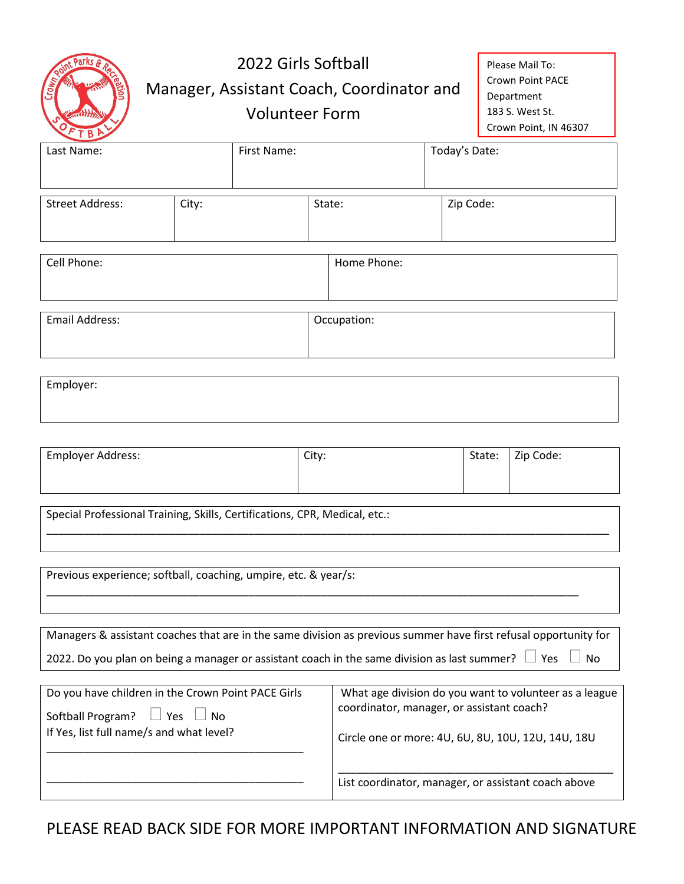# 2022 Girls Softball Manager, Assistant Coach, Coordinator and Volunteer Form

Please Mail To:
Crown Point PACE Department
183 S. West St.
Crown Point, IN 46307

| Last Name: | First Name: | Today's Date: |
|---|---|---|
| | | |

| Street Address: | City: | State: | Zip Code: |
|---|---|---|---|
| | | | |

| Cell Phone: | Home Phone: |
|---|---|
| | |

| Email Address: | Occupation: |
|---|---|
| | |

| Employer: |
|---|
| |

| Employer Address: | City: | State: | Zip Code: |
|---|---|---|---|
| | | | |

Special Professional Training, Skills, Certifications, CPR, Medical, etc.:
\_\_\_\_\_\_\_\_\_\_\_\_\_\_\_\_\_\_\_\_\_\_\_\_\_\_\_\_\_\_\_\_\_\_\_\_\_\_\_\_\_\_\_\_\_\_\_\_\_\_\_\_\_\_\_\_\_\_\_\_

Previous experience; softball, coaching, umpire, etc. & year/s:
\_\_\_\_\_\_\_\_\_\_\_\_\_\_\_\_\_\_\_\_\_\_\_\_\_\_\_\_\_\_\_\_\_\_\_\_\_\_\_\_\_\_\_\_\_\_\_\_\_\_\_\_\_\_\_\_\_\_\_\_

Managers & assistant coaches that are in the same division as previous summer have first refusal opportunity for 2022. Do you plan on being a manager or assistant coach in the same division as last summer? ☐ Yes ☐ No

| Do you have children in the Crown Point PACE Girls Softball Program? ☐ Yes ☐ No<br>If Yes, list full name/s and what level?<br>\_\_\_\_\_\_\_\_\_\_\_\_\_\_\_\_\_\_\_\_\_\_\_\_\_\_\_\_\_\_\_\_\_\_<br>\_\_\_\_\_\_\_\_\_\_\_\_\_\_\_\_\_\_\_\_\_\_\_\_\_\_\_\_\_\_\_\_\_\_ | What age division do you want to volunteer as a league coordinator, manager, or assistant coach?<br>Circle one or more: 4U, 6U, 8U, 10U, 12U, 14U, 18U<br>\_\_\_\_\_\_\_\_\_\_\_\_\_\_\_\_\_\_\_\_\_\_\_\_\_\_\_\_\_\_\_\_\_\_<br>List coordinator, manager, or assistant coach above |
|---|---|

PLEASE READ BACK SIDE FOR MORE IMPORTANT INFORMATION AND SIGNATURE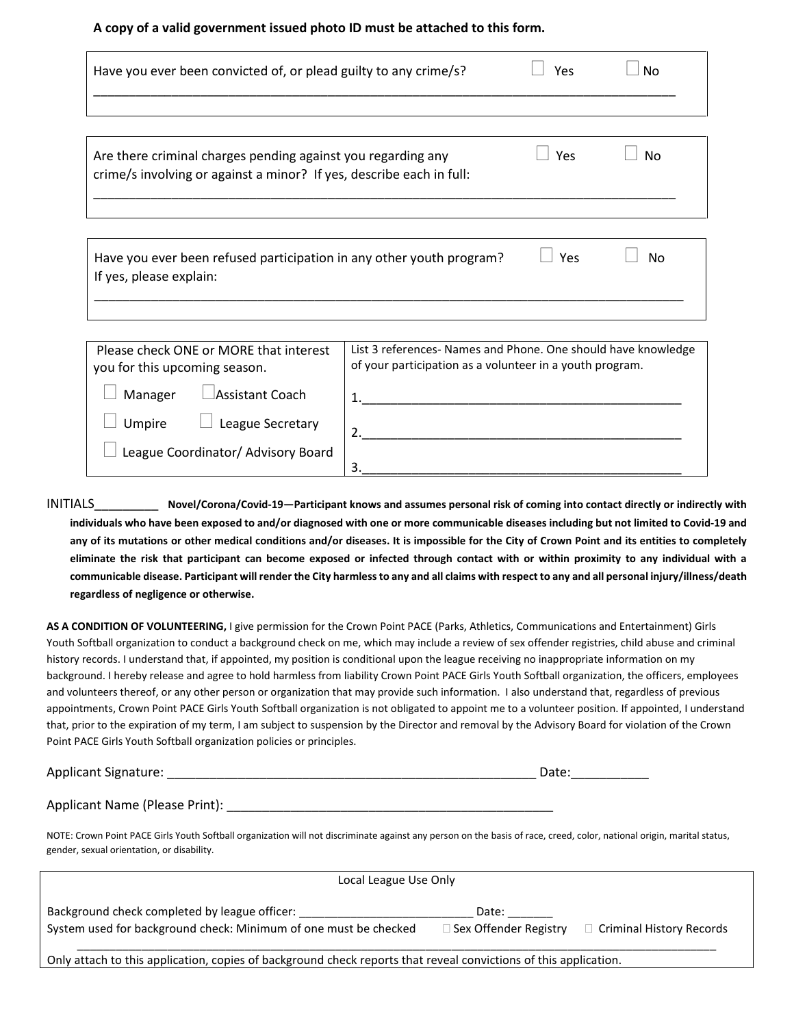**A copy of a valid government issued photo ID must be attached to this form.**

Have you ever been convicted of, or plead guilty to any crime/s? ☐ Yes ☐ No

\_\_\_\_\_\_\_\_\_\_\_\_\_\_\_\_\_\_\_\_\_\_\_\_\_\_\_\_\_\_\_\_\_\_\_\_\_\_\_\_\_\_\_\_\_\_\_\_\_\_\_\_\_\_\_\_\_\_\_\_\_\_\_\_\_\_\_\_\_\_\_\_\_\_\_\_\_\_

Are there criminal charges pending against you regarding any crime/s involving or against a minor? If yes, describe each in full: ☐ Yes ☐ No

\_\_\_\_\_\_\_\_\_\_\_\_\_\_\_\_\_\_\_\_\_\_\_\_\_\_\_\_\_\_\_\_\_\_\_\_\_\_\_\_\_\_\_\_\_\_\_\_\_\_\_\_\_\_\_\_\_\_\_\_\_\_\_\_\_\_\_\_\_\_\_\_\_\_\_\_\_\_

Have you ever been refused participation in any other youth program? ☐ Yes ☐ No
If yes, please explain:

\_\_\_\_\_\_\_\_\_\_\_\_\_\_\_\_\_\_\_\_\_\_\_\_\_\_\_\_\_\_\_\_\_\_\_\_\_\_\_\_\_\_\_\_\_\_\_\_\_\_\_\_\_\_\_\_\_\_\_\_\_\_\_\_\_\_\_\_\_\_\_\_\_\_\_\_\_\_

| Please check ONE or MORE that interest you for this upcoming season. | List 3 references- Names and Phone. One should have knowledge of your participation as a volunteer in a youth program. |
|---|---|
| ☐ Manager ☐ Assistant Coach | 1.\_\_\_\_\_\_\_\_\_\_\_\_\_\_\_\_\_\_\_\_\_\_\_\_\_\_\_\_\_\_\_\_\_\_\_\_\_\_\_\_\_\_ |
| ☐ Umpire ☐ League Secretary | 2.\_\_\_\_\_\_\_\_\_\_\_\_\_\_\_\_\_\_\_\_\_\_\_\_\_\_\_\_\_\_\_\_\_\_\_\_\_\_\_\_\_\_ |
| ☐ League Coordinator/ Advisory Board | 3.\_\_\_\_\_\_\_\_\_\_\_\_\_\_\_\_\_\_\_\_\_\_\_\_\_\_\_\_\_\_\_\_\_\_\_\_\_\_\_\_\_\_ |

INITIALS\_\_\_\_\_\_\_\_\_ **Novel/Corona/Covid-19—Participant knows and assumes personal risk of coming into contact directly or indirectly with individuals who have been exposed to and/or diagnosed with one or more communicable diseases including but not limited to Covid-19 and any of its mutations or other medical conditions and/or diseases. It is impossible for the City of Crown Point and its entities to completely eliminate the risk that participant can become exposed or infected through contact with or within proximity to any individual with a communicable disease. Participant will render the City harmless to any and all claims with respect to any and all personal injury/illness/death regardless of negligence or otherwise.**

**AS A CONDITION OF VOLUNTEERING,** I give permission for the Crown Point PACE (Parks, Athletics, Communications and Entertainment) Girls Youth Softball organization to conduct a background check on me, which may include a review of sex offender registries, child abuse and criminal history records. I understand that, if appointed, my position is conditional upon the league receiving no inappropriate information on my background. I hereby release and agree to hold harmless from liability Crown Point PACE Girls Youth Softball organization, the officers, employees and volunteers thereof, or any other person or organization that may provide such information. I also understand that, regardless of previous appointments, Crown Point PACE Girls Youth Softball organization is not obligated to appoint me to a volunteer position. If appointed, I understand that, prior to the expiration of my term, I am subject to suspension by the Director and removal by the Advisory Board for violation of the Crown Point PACE Girls Youth Softball organization policies or principles.

Applicant Signature: \_\_\_\_\_\_\_\_\_\_\_\_\_\_\_\_\_\_\_\_\_\_\_\_\_\_\_\_\_\_\_\_\_\_\_\_\_\_\_\_\_\_\_\_\_\_\_\_\_\_ Date:\_\_\_\_\_\_\_\_\_\_\_

Applicant Name (Please Print): \_\_\_\_\_\_\_\_\_\_\_\_\_\_\_\_\_\_\_\_\_\_\_\_\_\_\_\_\_\_\_\_\_\_\_\_\_\_\_\_\_\_\_\_\_\_\_\_

NOTE: Crown Point PACE Girls Youth Softball organization will not discriminate against any person on the basis of race, creed, color, national origin, marital status, gender, sexual orientation, or disability.

Local League Use Only

Background check completed by league officer: \_\_\_\_\_\_\_\_\_\_\_\_\_\_\_\_\_\_\_\_\_\_\_\_\_\_ Date: \_\_\_\_\_\_\_

System used for background check: Minimum of one must be checked ☐ Sex Offender Registry ☐ Criminal History Records

\_\_\_\_\_\_\_\_\_\_\_\_\_\_\_\_\_\_\_\_\_\_\_\_\_\_\_\_\_\_\_\_\_\_\_\_\_\_\_\_\_\_\_\_\_\_\_\_\_\_\_\_\_\_\_\_\_\_\_\_\_\_\_\_\_\_\_\_\_\_\_\_\_\_\_\_\_\_\_\_\_\_\_\_\_\_\_\_

Only attach to this application, copies of background check reports that reveal convictions of this application.